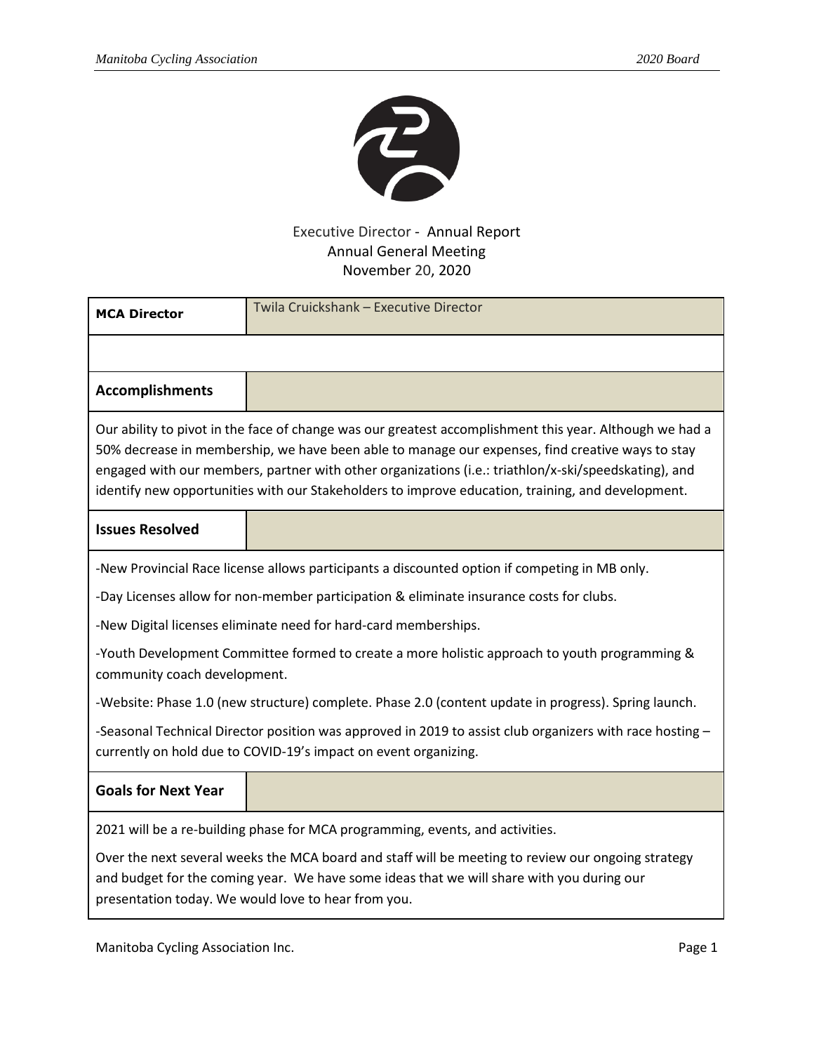Executive Director - Annual Report
Annual General Meeting
November 20, 2020

| **MCA Director** | Twila Cruickshank – Executive Director |
|---|---|

## Accomplishments

Our ability to pivot in the face of change was our greatest accomplishment this year. Although we had a 50% decrease in membership, we have been able to manage our expenses, find creative ways to stay engaged with our members, partner with other organizations (i.e.: triathlon/x-ski/speedskating), and identify new opportunities with our Stakeholders to improve education, training, and development.

## Issues Resolved

-New Provincial Race license allows participants a discounted option if competing in MB only.

-Day Licenses allow for non-member participation & eliminate insurance costs for clubs.

-New Digital licenses eliminate need for hard-card memberships.

-Youth Development Committee formed to create a more holistic approach to youth programming & community coach development.

-Website: Phase 1.0 (new structure) complete. Phase 2.0 (content update in progress). Spring launch.

-Seasonal Technical Director position was approved in 2019 to assist club organizers with race hosting – currently on hold due to COVID-19's impact on event organizing.

## Goals for Next Year

2021 will be a re-building phase for MCA programming, events, and activities.

Over the next several weeks the MCA board and staff will be meeting to review our ongoing strategy and budget for the coming year. We have some ideas that we will share with you during our presentation today. We would love to hear from you.